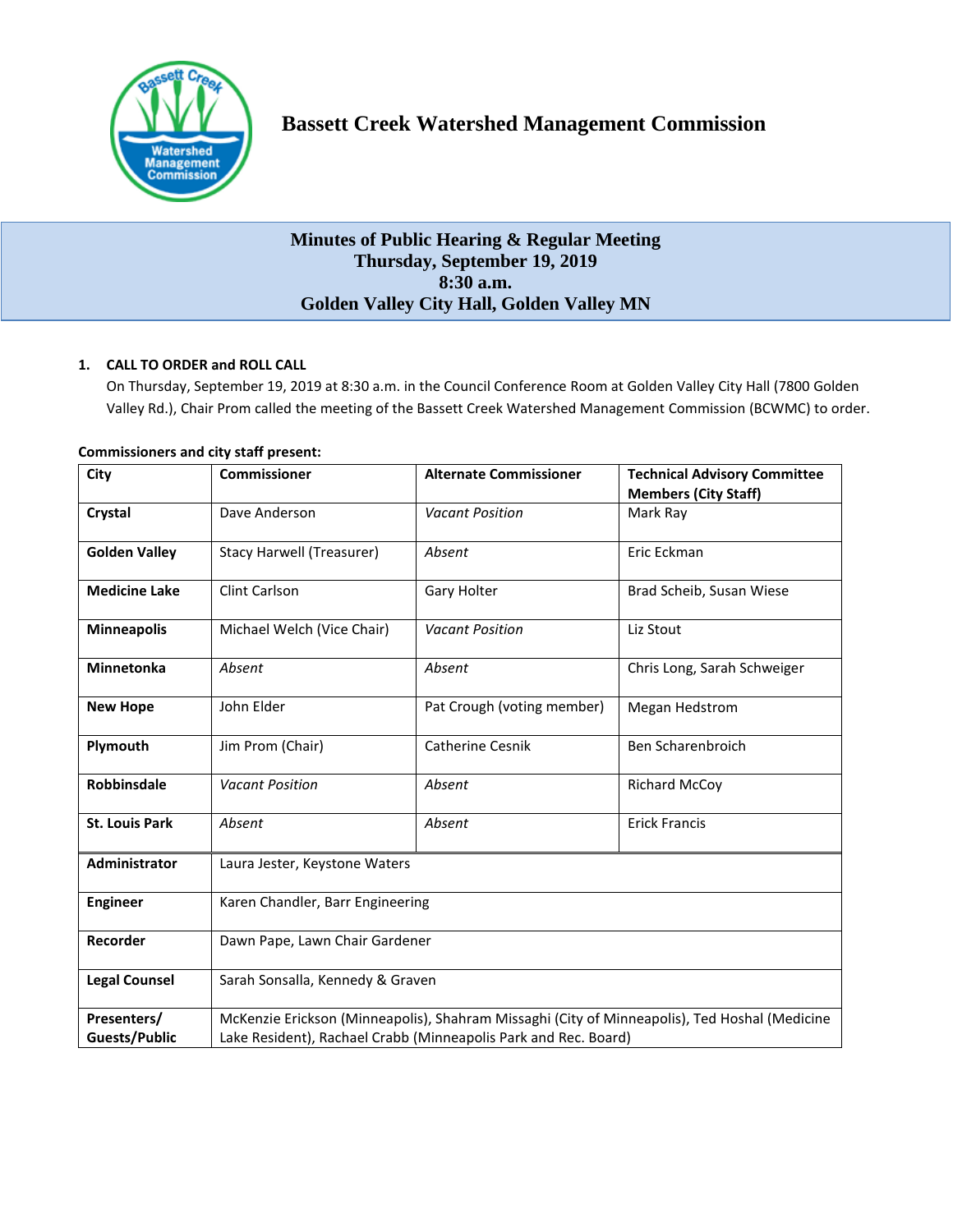# Bassett Creek Watershed Management Commission

## Minutes of Public Hearing & Regular Meeting
## Thursday, September 19, 2019
## 8:30 a.m.
## Golden Valley City Hall, Golden Valley MN

**1. CALL TO ORDER and ROLL CALL**

On Thursday, September 19, 2019 at 8:30 a.m. in the Council Conference Room at Golden Valley City Hall (7800 Golden Valley Rd.), Chair Prom called the meeting of the Bassett Creek Watershed Management Commission (BCWMC) to order.

**Commissioners and city staff present:**

| City | Commissioner | Alternate Commissioner | Technical Advisory Committee Members (City Staff) |
|---|---|---|---|
| **Crystal** | Dave Anderson | *Vacant Position* | Mark Ray |
| **Golden Valley** | Stacy Harwell (Treasurer) | *Absent* | Eric Eckman |
| **Medicine Lake** | Clint Carlson | Gary Holter | Brad Scheib, Susan Wiese |
| **Minneapolis** | Michael Welch (Vice Chair) | *Vacant Position* | Liz Stout |
| **Minnetonka** | *Absent* | *Absent* | Chris Long, Sarah Schweiger |
| **New Hope** | John Elder | Pat Crough (voting member) | Megan Hedstrom |
| **Plymouth** | Jim Prom (Chair) | Catherine Cesnik | Ben Scharenbroich |
| **Robbinsdale** | *Vacant Position* | *Absent* | Richard McCoy |
| **St. Louis Park** | *Absent* | *Absent* | Erick Francis |
| **Administrator** | Laura Jester, Keystone Waters | | |
| **Engineer** | Karen Chandler, Barr Engineering | | |
| **Recorder** | Dawn Pape, Lawn Chair Gardener | | |
| **Legal Counsel** | Sarah Sonsalla, Kennedy & Graven | | |
| **Presenters/ Guests/Public** | McKenzie Erickson (Minneapolis), Shahram Missaghi (City of Minneapolis), Ted Hoshal (Medicine Lake Resident), Rachael Crabb (Minneapolis Park and Rec. Board) | | |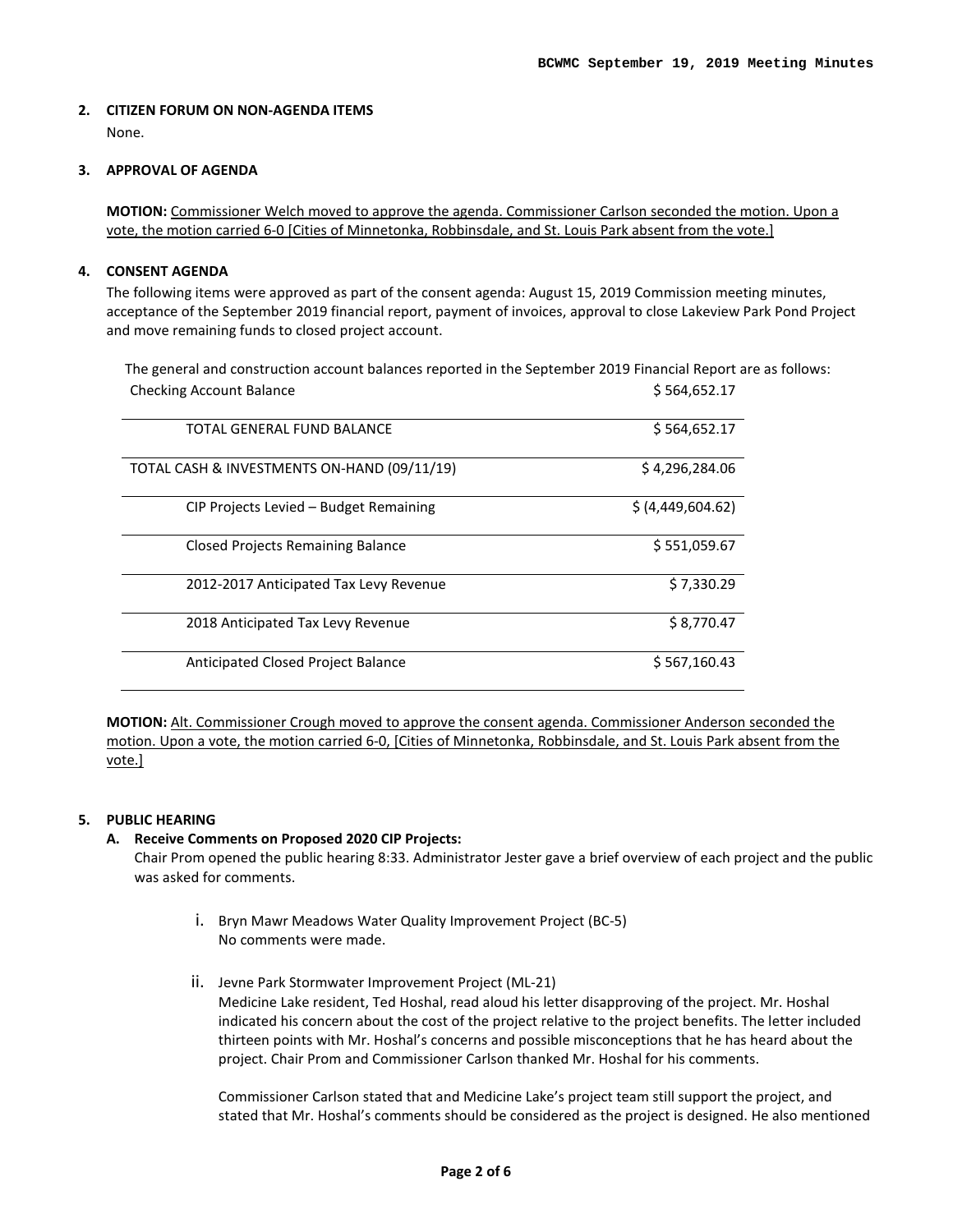**2. CITIZEN FORUM ON NON-AGENDA ITEMS**

None.

**3. APPROVAL OF AGENDA**

**MOTION:** Commissioner Welch moved to approve the agenda. Commissioner Carlson seconded the motion. Upon a vote, the motion carried 6-0 [Cities of Minnetonka, Robbinsdale, and St. Louis Park absent from the vote.]

**4. CONSENT AGENDA**

The following items were approved as part of the consent agenda: August 15, 2019 Commission meeting minutes, acceptance of the September 2019 financial report, payment of invoices, approval to close Lakeview Park Pond Project and move remaining funds to closed project account.

The general and construction account balances reported in the September 2019 Financial Report are as follows:

| | |
|---|---|
| Checking Account Balance | $ 564,652.17 |
| TOTAL GENERAL FUND BALANCE | $ 564,652.17 |
| TOTAL CASH & INVESTMENTS ON-HAND (09/11/19) | $ 4,296,284.06 |
| CIP Projects Levied – Budget Remaining | $ (4,449,604.62) |
| Closed Projects Remaining Balance | $ 551,059.67 |
| 2012-2017 Anticipated Tax Levy Revenue | $ 7,330.29 |
| 2018 Anticipated Tax Levy Revenue | $ 8,770.47 |
| Anticipated Closed Project Balance | $ 567,160.43 |

**MOTION:** Alt. Commissioner Crough moved to approve the consent agenda. Commissioner Anderson seconded the motion. Upon a vote, the motion carried 6-0, [Cities of Minnetonka, Robbinsdale, and St. Louis Park absent from the vote.]

**5. PUBLIC HEARING**

**A. Receive Comments on Proposed 2020 CIP Projects:**

Chair Prom opened the public hearing 8:33. Administrator Jester gave a brief overview of each project and the public was asked for comments.

i. Bryn Mawr Meadows Water Quality Improvement Project (BC-5)
No comments were made.

ii. Jevne Park Stormwater Improvement Project (ML-21)
Medicine Lake resident, Ted Hoshal, read aloud his letter disapproving of the project. Mr. Hoshal indicated his concern about the cost of the project relative to the project benefits. The letter included thirteen points with Mr. Hoshal's concerns and possible misconceptions that he has heard about the project. Chair Prom and Commissioner Carlson thanked Mr. Hoshal for his comments.

Commissioner Carlson stated that and Medicine Lake's project team still support the project, and stated that Mr. Hoshal's comments should be considered as the project is designed. He also mentioned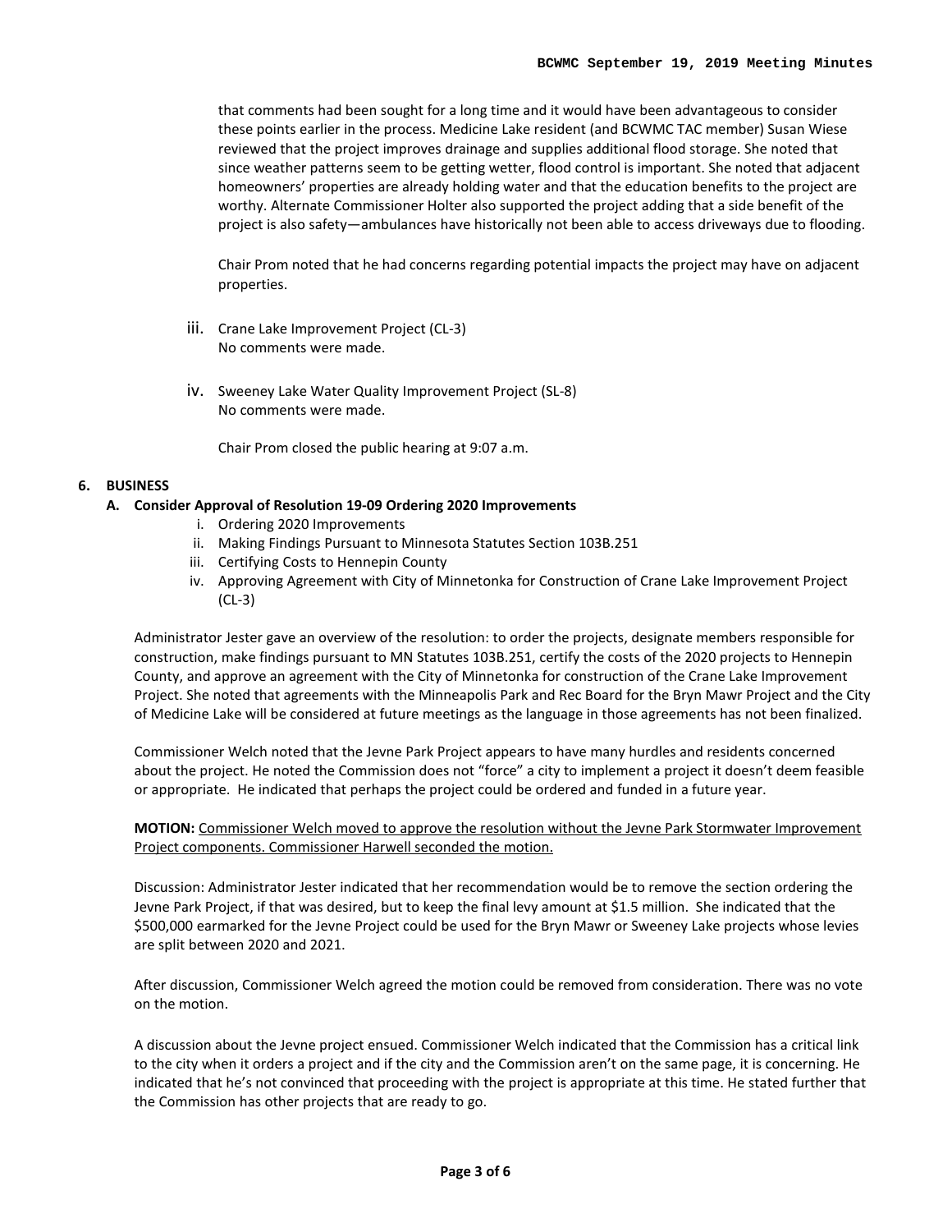that comments had been sought for a long time and it would have been advantageous to consider these points earlier in the process. Medicine Lake resident (and BCWMC TAC member) Susan Wiese reviewed that the project improves drainage and supplies additional flood storage. She noted that since weather patterns seem to be getting wetter, flood control is important. She noted that adjacent homeowners' properties are already holding water and that the education benefits to the project are worthy. Alternate Commissioner Holter also supported the project adding that a side benefit of the project is also safety—ambulances have historically not been able to access driveways due to flooding.

Chair Prom noted that he had concerns regarding potential impacts the project may have on adjacent properties.

iii. Crane Lake Improvement Project (CL-3)
No comments were made.

iv. Sweeney Lake Water Quality Improvement Project (SL-8)
No comments were made.

Chair Prom closed the public hearing at 9:07 a.m.

**6. BUSINESS**

**A. Consider Approval of Resolution 19-09 Ordering 2020 Improvements**

i. Ordering 2020 Improvements
ii. Making Findings Pursuant to Minnesota Statutes Section 103B.251
iii. Certifying Costs to Hennepin County
iv. Approving Agreement with City of Minnetonka for Construction of Crane Lake Improvement Project (CL-3)

Administrator Jester gave an overview of the resolution: to order the projects, designate members responsible for construction, make findings pursuant to MN Statutes 103B.251, certify the costs of the 2020 projects to Hennepin County, and approve an agreement with the City of Minnetonka for construction of the Crane Lake Improvement Project. She noted that agreements with the Minneapolis Park and Rec Board for the Bryn Mawr Project and the City of Medicine Lake will be considered at future meetings as the language in those agreements has not been finalized.

Commissioner Welch noted that the Jevne Park Project appears to have many hurdles and residents concerned about the project. He noted the Commission does not "force" a city to implement a project it doesn't deem feasible or appropriate. He indicated that perhaps the project could be ordered and funded in a future year.

**MOTION:** Commissioner Welch moved to approve the resolution without the Jevne Park Stormwater Improvement Project components. Commissioner Harwell seconded the motion.

Discussion: Administrator Jester indicated that her recommendation would be to remove the section ordering the Jevne Park Project, if that was desired, but to keep the final levy amount at $1.5 million. She indicated that the $500,000 earmarked for the Jevne Project could be used for the Bryn Mawr or Sweeney Lake projects whose levies are split between 2020 and 2021.

After discussion, Commissioner Welch agreed the motion could be removed from consideration. There was no vote on the motion.

A discussion about the Jevne project ensued. Commissioner Welch indicated that the Commission has a critical link to the city when it orders a project and if the city and the Commission aren't on the same page, it is concerning. He indicated that he's not convinced that proceeding with the project is appropriate at this time. He stated further that the Commission has other projects that are ready to go.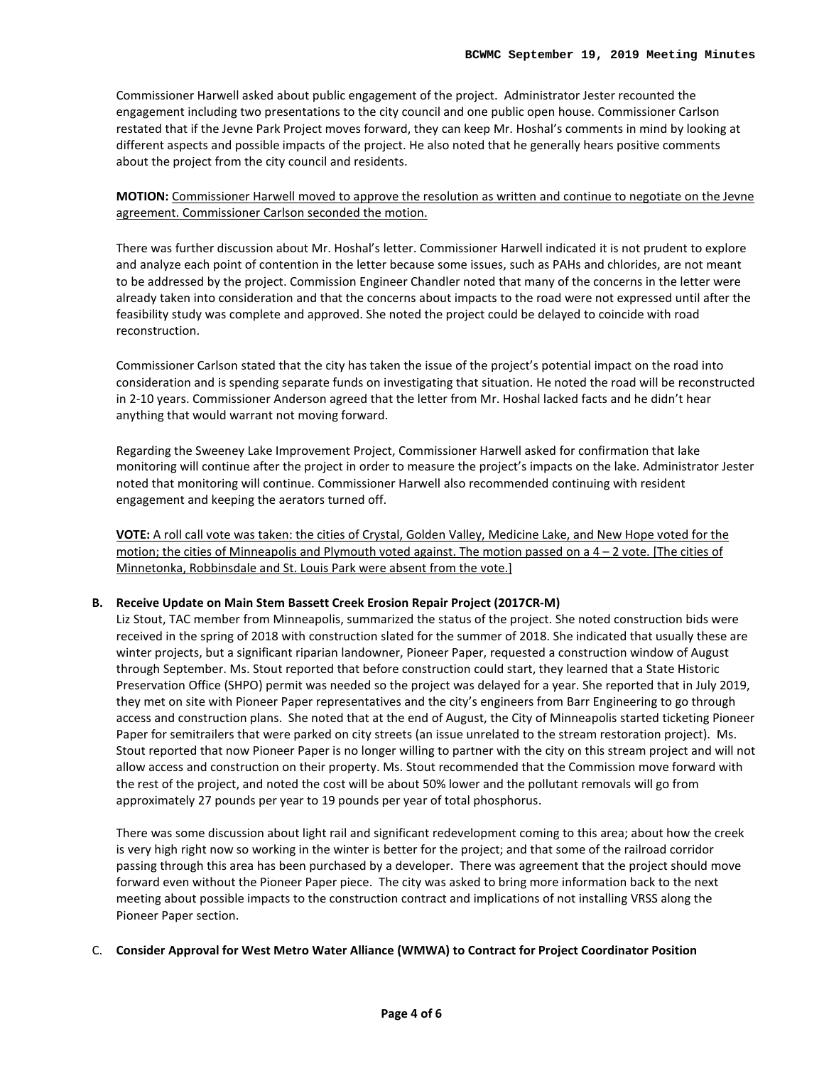Commissioner Harwell asked about public engagement of the project. Administrator Jester recounted the engagement including two presentations to the city council and one public open house. Commissioner Carlson restated that if the Jevne Park Project moves forward, they can keep Mr. Hoshal's comments in mind by looking at different aspects and possible impacts of the project. He also noted that he generally hears positive comments about the project from the city council and residents.

**MOTION:** Commissioner Harwell moved to approve the resolution as written and continue to negotiate on the Jevne agreement. Commissioner Carlson seconded the motion.

There was further discussion about Mr. Hoshal's letter. Commissioner Harwell indicated it is not prudent to explore and analyze each point of contention in the letter because some issues, such as PAHs and chlorides, are not meant to be addressed by the project. Commission Engineer Chandler noted that many of the concerns in the letter were already taken into consideration and that the concerns about impacts to the road were not expressed until after the feasibility study was complete and approved. She noted the project could be delayed to coincide with road reconstruction.

Commissioner Carlson stated that the city has taken the issue of the project's potential impact on the road into consideration and is spending separate funds on investigating that situation. He noted the road will be reconstructed in 2-10 years. Commissioner Anderson agreed that the letter from Mr. Hoshal lacked facts and he didn't hear anything that would warrant not moving forward.

Regarding the Sweeney Lake Improvement Project, Commissioner Harwell asked for confirmation that lake monitoring will continue after the project in order to measure the project's impacts on the lake. Administrator Jester noted that monitoring will continue. Commissioner Harwell also recommended continuing with resident engagement and keeping the aerators turned off.

**VOTE:** A roll call vote was taken: the cities of Crystal, Golden Valley, Medicine Lake, and New Hope voted for the motion; the cities of Minneapolis and Plymouth voted against. The motion passed on a 4 – 2 vote. [The cities of Minnetonka, Robbinsdale and St. Louis Park were absent from the vote.]

**B. Receive Update on Main Stem Bassett Creek Erosion Repair Project (2017CR-M)**

Liz Stout, TAC member from Minneapolis, summarized the status of the project. She noted construction bids were received in the spring of 2018 with construction slated for the summer of 2018. She indicated that usually these are winter projects, but a significant riparian landowner, Pioneer Paper, requested a construction window of August through September. Ms. Stout reported that before construction could start, they learned that a State Historic Preservation Office (SHPO) permit was needed so the project was delayed for a year. She reported that in July 2019, they met on site with Pioneer Paper representatives and the city's engineers from Barr Engineering to go through access and construction plans. She noted that at the end of August, the City of Minneapolis started ticketing Pioneer Paper for semitrailers that were parked on city streets (an issue unrelated to the stream restoration project). Ms. Stout reported that now Pioneer Paper is no longer willing to partner with the city on this stream project and will not allow access and construction on their property. Ms. Stout recommended that the Commission move forward with the rest of the project, and noted the cost will be about 50% lower and the pollutant removals will go from approximately 27 pounds per year to 19 pounds per year of total phosphorus.

There was some discussion about light rail and significant redevelopment coming to this area; about how the creek is very high right now so working in the winter is better for the project; and that some of the railroad corridor passing through this area has been purchased by a developer. There was agreement that the project should move forward even without the Pioneer Paper piece. The city was asked to bring more information back to the next meeting about possible impacts to the construction contract and implications of not installing VRSS along the Pioneer Paper section.

C. **Consider Approval for West Metro Water Alliance (WMWA) to Contract for Project Coordinator Position**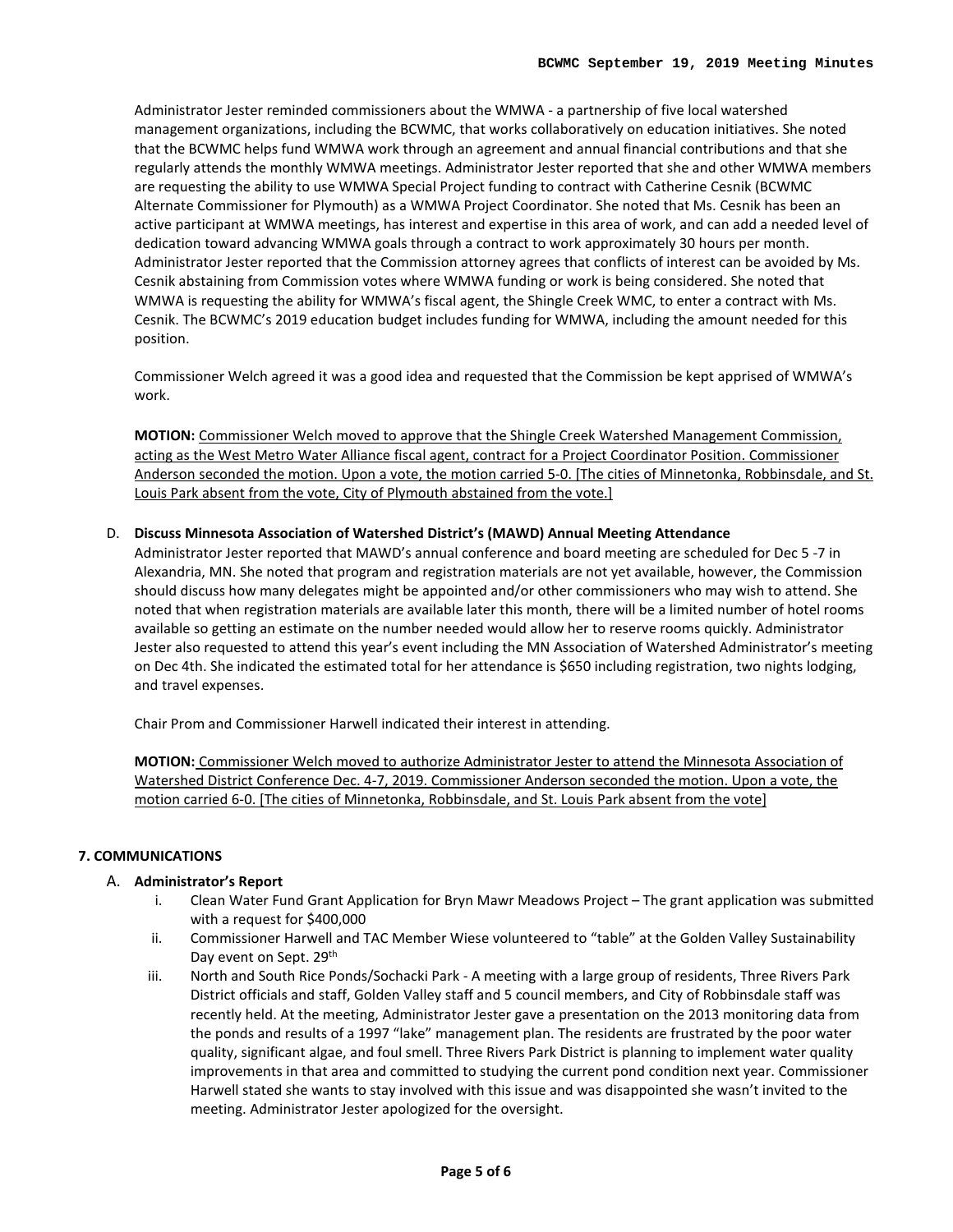Administrator Jester reminded commissioners about the WMWA - a partnership of five local watershed management organizations, including the BCWMC, that works collaboratively on education initiatives. She noted that the BCWMC helps fund WMWA work through an agreement and annual financial contributions and that she regularly attends the monthly WMWA meetings. Administrator Jester reported that she and other WMWA members are requesting the ability to use WMWA Special Project funding to contract with Catherine Cesnik (BCWMC Alternate Commissioner for Plymouth) as a WMWA Project Coordinator. She noted that Ms. Cesnik has been an active participant at WMWA meetings, has interest and expertise in this area of work, and can add a needed level of dedication toward advancing WMWA goals through a contract to work approximately 30 hours per month. Administrator Jester reported that the Commission attorney agrees that conflicts of interest can be avoided by Ms. Cesnik abstaining from Commission votes where WMWA funding or work is being considered. She noted that WMWA is requesting the ability for WMWA's fiscal agent, the Shingle Creek WMC, to enter a contract with Ms. Cesnik. The BCWMC's 2019 education budget includes funding for WMWA, including the amount needed for this position.

Commissioner Welch agreed it was a good idea and requested that the Commission be kept apprised of WMWA's work.

**MOTION:** <u>Commissioner Welch moved to approve that the Shingle Creek Watershed Management Commission, acting as the West Metro Water Alliance fiscal agent, contract for a Project Coordinator Position. Commissioner Anderson seconded the motion. Upon a vote, the motion carried 5-0. [The cities of Minnetonka, Robbinsdale, and St. Louis Park absent from the vote, City of Plymouth abstained from the vote.]</u>

D. **Discuss Minnesota Association of Watershed District's (MAWD) Annual Meeting Attendance**

Administrator Jester reported that MAWD's annual conference and board meeting are scheduled for Dec 5 -7 in Alexandria, MN. She noted that program and registration materials are not yet available, however, the Commission should discuss how many delegates might be appointed and/or other commissioners who may wish to attend. She noted that when registration materials are available later this month, there will be a limited number of hotel rooms available so getting an estimate on the number needed would allow her to reserve rooms quickly. Administrator Jester also requested to attend this year's event including the MN Association of Watershed Administrator's meeting on Dec 4th. She indicated the estimated total for her attendance is $650 including registration, two nights lodging, and travel expenses.

Chair Prom and Commissioner Harwell indicated their interest in attending.

**MOTION:** <u>Commissioner Welch moved to authorize Administrator Jester to attend the Minnesota Association of Watershed District Conference Dec. 4-7, 2019. Commissioner Anderson seconded the motion. Upon a vote, the motion carried 6-0. [The cities of Minnetonka, Robbinsdale, and St. Louis Park absent from the vote]</u>

### 7. COMMUNICATIONS

A. **Administrator's Report**

i. Clean Water Fund Grant Application for Bryn Mawr Meadows Project – The grant application was submitted with a request for $400,000

ii. Commissioner Harwell and TAC Member Wiese volunteered to "table" at the Golden Valley Sustainability Day event on Sept. 29th

iii. North and South Rice Ponds/Sochacki Park - A meeting with a large group of residents, Three Rivers Park District officials and staff, Golden Valley staff and 5 council members, and City of Robbinsdale staff was recently held. At the meeting, Administrator Jester gave a presentation on the 2013 monitoring data from the ponds and results of a 1997 "lake" management plan. The residents are frustrated by the poor water quality, significant algae, and foul smell. Three Rivers Park District is planning to implement water quality improvements in that area and committed to studying the current pond condition next year. Commissioner Harwell stated she wants to stay involved with this issue and was disappointed she wasn't invited to the meeting. Administrator Jester apologized for the oversight.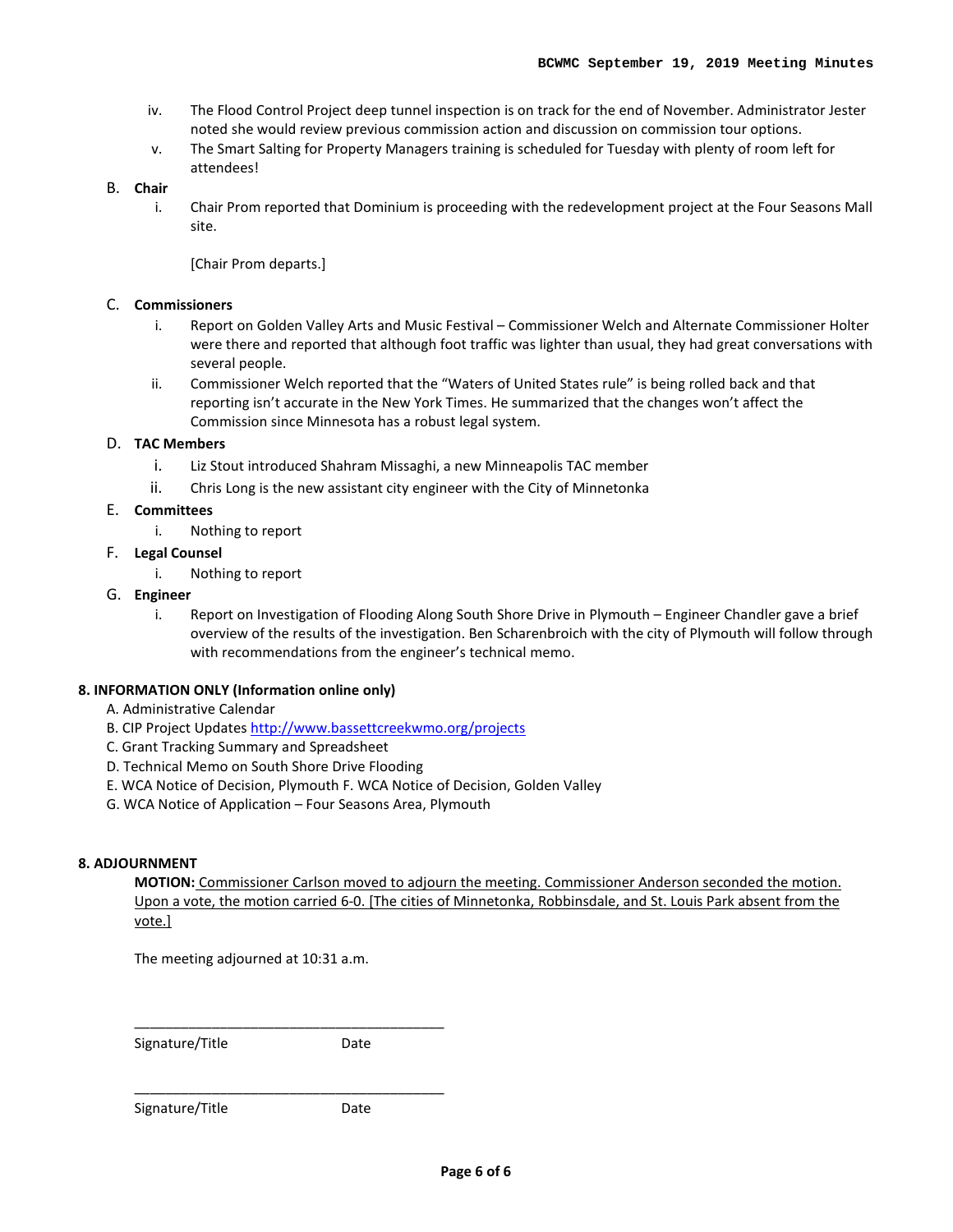iv. The Flood Control Project deep tunnel inspection is on track for the end of November. Administrator Jester noted she would review previous commission action and discussion on commission tour options.

v. The Smart Salting for Property Managers training is scheduled for Tuesday with plenty of room left for attendees!

B. **Chair**

i. Chair Prom reported that Dominium is proceeding with the redevelopment project at the Four Seasons Mall site.

[Chair Prom departs.]

C. **Commissioners**

i. Report on Golden Valley Arts and Music Festival – Commissioner Welch and Alternate Commissioner Holter were there and reported that although foot traffic was lighter than usual, they had great conversations with several people.

ii. Commissioner Welch reported that the "Waters of United States rule" is being rolled back and that reporting isn't accurate in the New York Times. He summarized that the changes won't affect the Commission since Minnesota has a robust legal system.

D. **TAC Members**

i. Liz Stout introduced Shahram Missaghi, a new Minneapolis TAC member

ii. Chris Long is the new assistant city engineer with the City of Minnetonka

E. **Committees**

i. Nothing to report

F. **Legal Counsel**

i. Nothing to report

G. **Engineer**

i. Report on Investigation of Flooding Along South Shore Drive in Plymouth – Engineer Chandler gave a brief overview of the results of the investigation. Ben Scharenbroich with the city of Plymouth will follow through with recommendations from the engineer's technical memo.

**8. INFORMATION ONLY (Information online only)**

A. Administrative Calendar
B. CIP Project Updates http://www.bassettcreekwmo.org/projects
C. Grant Tracking Summary and Spreadsheet
D. Technical Memo on South Shore Drive Flooding
E. WCA Notice of Decision, Plymouth F. WCA Notice of Decision, Golden Valley
G. WCA Notice of Application – Four Seasons Area, Plymouth

**8. ADJOURNMENT**

**MOTION:** Commissioner Carlson moved to adjourn the meeting. Commissioner Anderson seconded the motion. Upon a vote, the motion carried 6-0. [The cities of Minnetonka, Robbinsdale, and St. Louis Park absent from the vote.]

The meeting adjourned at 10:31 a.m.

\_\_\_\_\_\_\_\_\_\_\_\_\_\_\_\_\_\_\_\_\_\_\_\_\_\_\_\_\_\_\_\_\_\_\_\_\_\_\_\_

Signature/Title Date

\_\_\_\_\_\_\_\_\_\_\_\_\_\_\_\_\_\_\_\_\_\_\_\_\_\_\_\_\_\_\_\_\_\_\_\_\_\_\_\_

Signature/Title Date